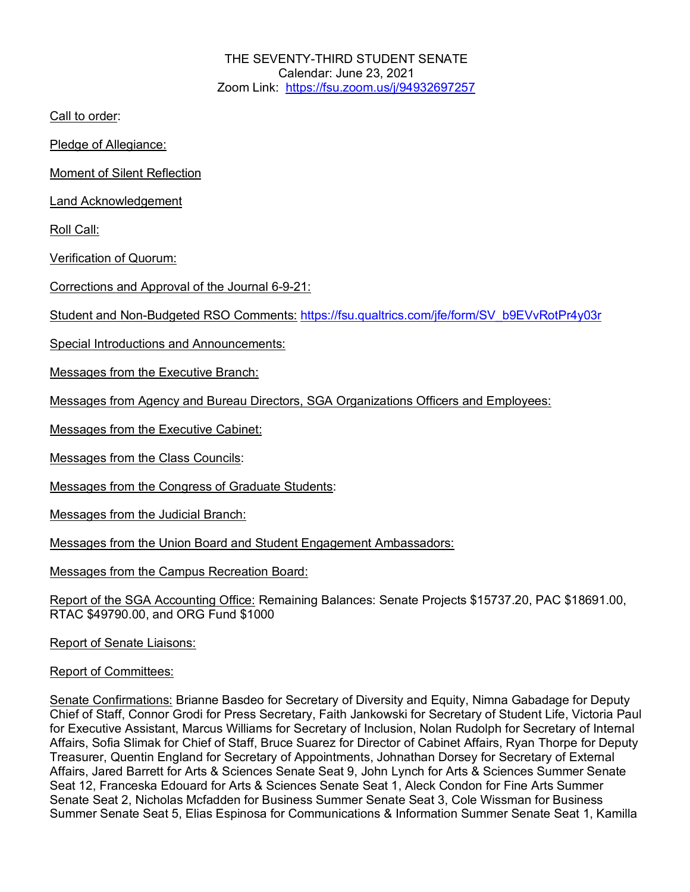THE SEVENTY-THIRD STUDENT SENATE
Calendar: June 23, 2021
Zoom Link: https://fsu.zoom.us/j/94932697257

Call to order:

Pledge of Allegiance:

Moment of Silent Reflection

Land Acknowledgement

Roll Call:

Verification of Quorum:

Corrections and Approval of the Journal 6-9-21:

Student and Non-Budgeted RSO Comments: https://fsu.qualtrics.com/jfe/form/SV_b9EVvRotPr4y03r

Special Introductions and Announcements:

Messages from the Executive Branch:

Messages from Agency and Bureau Directors, SGA Organizations Officers and Employees:

Messages from the Executive Cabinet:

Messages from the Class Councils:

Messages from the Congress of Graduate Students:

Messages from the Judicial Branch:

Messages from the Union Board and Student Engagement Ambassadors:

Messages from the Campus Recreation Board:

Report of the SGA Accounting Office: Remaining Balances: Senate Projects $15737.20, PAC $18691.00, RTAC $49790.00, and ORG Fund $1000

Report of Senate Liaisons:

Report of Committees:

Senate Confirmations: Brianne Basdeo for Secretary of Diversity and Equity, Nimna Gabadage for Deputy Chief of Staff, Connor Grodi for Press Secretary, Faith Jankowski for Secretary of Student Life, Victoria Paul for Executive Assistant, Marcus Williams for Secretary of Inclusion, Nolan Rudolph for Secretary of Internal Affairs, Sofia Slimak for Chief of Staff, Bruce Suarez for Director of Cabinet Affairs, Ryan Thorpe for Deputy Treasurer, Quentin England for Secretary of Appointments, Johnathan Dorsey for Secretary of External Affairs, Jared Barrett for Arts & Sciences Senate Seat 9, John Lynch for Arts & Sciences Summer Senate Seat 12, Franceska Edouard for Arts & Sciences Senate Seat 1, Aleck Condon for Fine Arts Summer Senate Seat 2, Nicholas Mcfadden for Business Summer Senate Seat 3, Cole Wissman for Business Summer Senate Seat 5, Elias Espinosa for Communications & Information Summer Senate Seat 1, Kamilla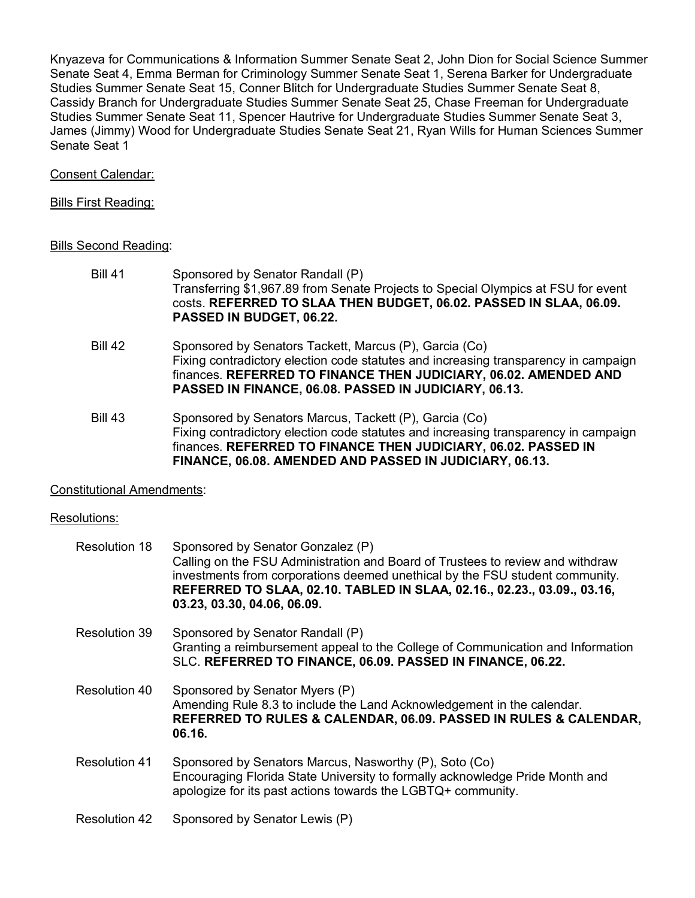Knyazeva for Communications & Information Summer Senate Seat 2, John Dion for Social Science Summer Senate Seat 4, Emma Berman for Criminology Summer Senate Seat 1, Serena Barker for Undergraduate Studies Summer Senate Seat 15, Conner Blitch for Undergraduate Studies Summer Senate Seat 8, Cassidy Branch for Undergraduate Studies Summer Senate Seat 25, Chase Freeman for Undergraduate Studies Summer Senate Seat 11, Spencer Hautrive for Undergraduate Studies Summer Senate Seat 3, James (Jimmy) Wood for Undergraduate Studies Senate Seat 21, Ryan Wills for Human Sciences Summer Senate Seat 1

Consent Calendar:

Bills First Reading:

Bills Second Reading:

Bill 41 — Sponsored by Senator Randall (P)
Transferring $1,967.89 from Senate Projects to Special Olympics at FSU for event costs. **REFERRED TO SLAA THEN BUDGET, 06.02. PASSED IN SLAA, 06.09. PASSED IN BUDGET, 06.22.**

Bill 42 — Sponsored by Senators Tackett, Marcus (P), Garcia (Co)
Fixing contradictory election code statutes and increasing transparency in campaign finances. **REFERRED TO FINANCE THEN JUDICIARY, 06.02. AMENDED AND PASSED IN FINANCE, 06.08. PASSED IN JUDICIARY, 06.13.**

Bill 43 — Sponsored by Senators Marcus, Tackett (P), Garcia (Co)
Fixing contradictory election code statutes and increasing transparency in campaign finances. **REFERRED TO FINANCE THEN JUDICIARY, 06.02. PASSED IN FINANCE, 06.08. AMENDED AND PASSED IN JUDICIARY, 06.13.**

Constitutional Amendments:

Resolutions:

Resolution 18 — Sponsored by Senator Gonzalez (P)
Calling on the FSU Administration and Board of Trustees to review and withdraw investments from corporations deemed unethical by the FSU student community. **REFERRED TO SLAA, 02.10. TABLED IN SLAA, 02.16., 02.23., 03.09., 03.16, 03.23, 03.30, 04.06, 06.09.**

Resolution 39 — Sponsored by Senator Randall (P)
Granting a reimbursement appeal to the College of Communication and Information SLC. **REFERRED TO FINANCE, 06.09. PASSED IN FINANCE, 06.22.**

Resolution 40 — Sponsored by Senator Myers (P)
Amending Rule 8.3 to include the Land Acknowledgement in the calendar. **REFERRED TO RULES & CALENDAR, 06.09. PASSED IN RULES & CALENDAR, 06.16.**

Resolution 41 — Sponsored by Senators Marcus, Nasworthy (P), Soto (Co)
Encouraging Florida State University to formally acknowledge Pride Month and apologize for its past actions towards the LGBTQ+ community.

Resolution 42 — Sponsored by Senator Lewis (P)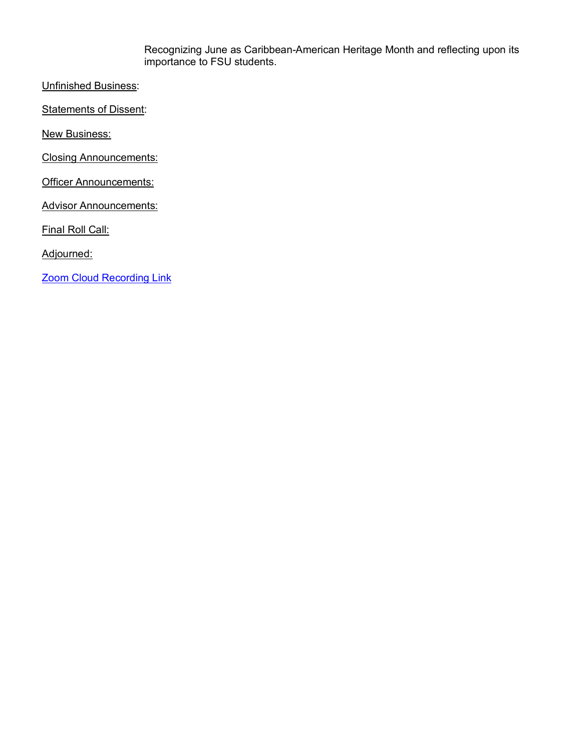Recognizing June as Caribbean-American Heritage Month and reflecting upon its importance to FSU students.

Unfinished Business:

Statements of Dissent:

New Business:

Closing Announcements:

Officer Announcements:

Advisor Announcements:

Final Roll Call:

Adjourned:

Zoom Cloud Recording Link